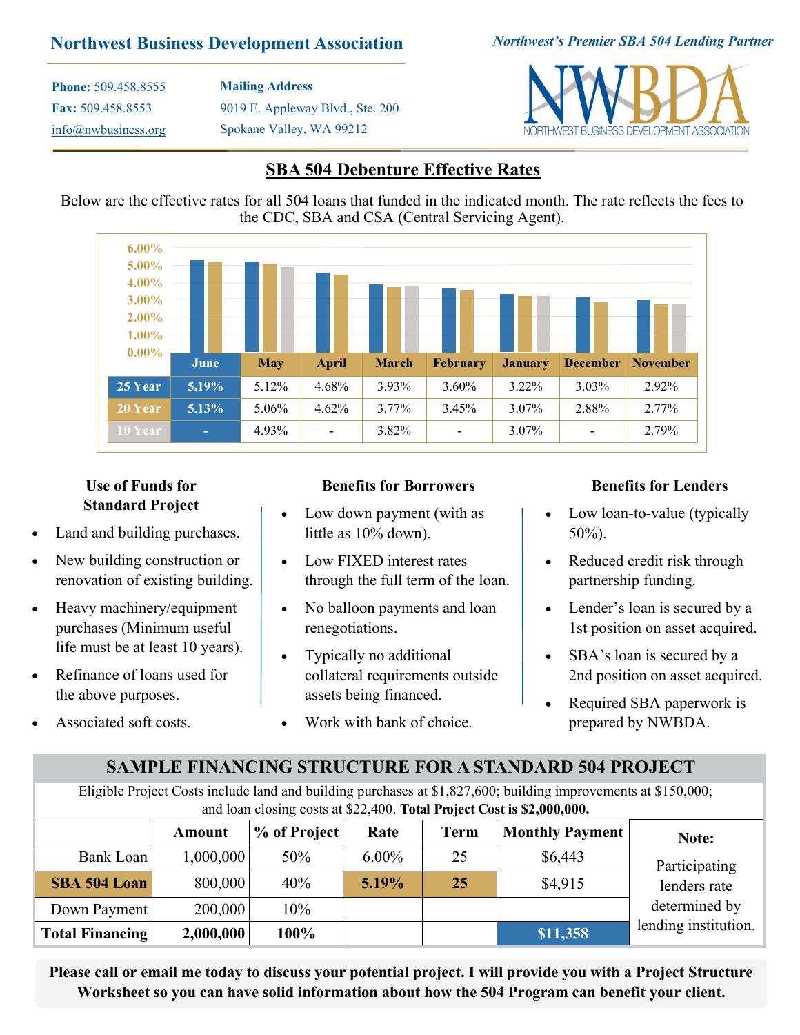# Northwest Business Development Association

*Northwest's Premier SBA 504 Lending Partner*

**Phone:** 509.458.8555
**Fax:** 509.458.8553
info@nwbusiness.org

**Mailing Address**
9019 E. Appleway Blvd., Ste. 200
Spokane Valley, WA 99212

NWBDA
NORTHWEST BUSINESS DEVELOPMENT ASSOCIATION

## SBA 504 Debenture Effective Rates

Below are the effective rates for all 504 loans that funded in the indicated month. The rate reflects the fees to the CDC, SBA and CSA (Central Servicing Agent).

| | June | May | April | March | February | January | December | November |
|---|---|---|---|---|---|---|---|---|
| 25 Year | **5.19%** | 5.12% | 4.68% | 3.93% | 3.60% | 3.22% | 3.03% | 2.92% |
| 20 Year | **5.13%** | 5.06% | 4.62% | 3.77% | 3.45% | 3.07% | 2.88% | 2.77% |
| 10 Year | - | 4.93% | - | 3.82% | - | 3.07% | - | 2.79% |

### Use of Funds for Standard Project

- Land and building purchases.
- New building construction or renovation of existing building.
- Heavy machinery/equipment purchases (Minimum useful life must be at least 10 years).
- Refinance of loans used for the above purposes.
- Associated soft costs.

### Benefits for Borrowers

- Low down payment (with as little as 10% down).
- Low FIXED interest rates through the full term of the loan.
- No balloon payments and loan renegotiations.
- Typically no additional collateral requirements outside assets being financed.
- Work with bank of choice.

### Benefits for Lenders

- Low loan-to-value (typically 50%).
- Reduced credit risk through partnership funding.
- Lender's loan is secured by a 1st position on asset acquired.
- SBA's loan is secured by a 2nd position on asset acquired.
- Required SBA paperwork is prepared by NWBDA.

## SAMPLE FINANCING STRUCTURE FOR A STANDARD 504 PROJECT

Eligible Project Costs include land and building purchases at $1,827,600; building improvements at $150,000; and loan closing costs at $22,400. **Total Project Cost is $2,000,000.**

| | Amount | % of Project | Rate | Term | Monthly Payment |
|---|---|---|---|---|---|
| Bank Loan | 1,000,000 | 50% | 6.00% | 25 | $6,443 |
| **SBA 504 Loan** | 800,000 | 40% | **5.19%** | **25** | $4,915 |
| Down Payment | 200,000 | 10% | | | |
| **Total Financing** | **2,000,000** | **100%** | | | **$11,358** |

**Note:** Participating lenders rate determined by lending institution.

**Please call or email me today to discuss your potential project. I will provide you with a Project Structure Worksheet so you can have solid information about how the 504 Program can benefit your client.**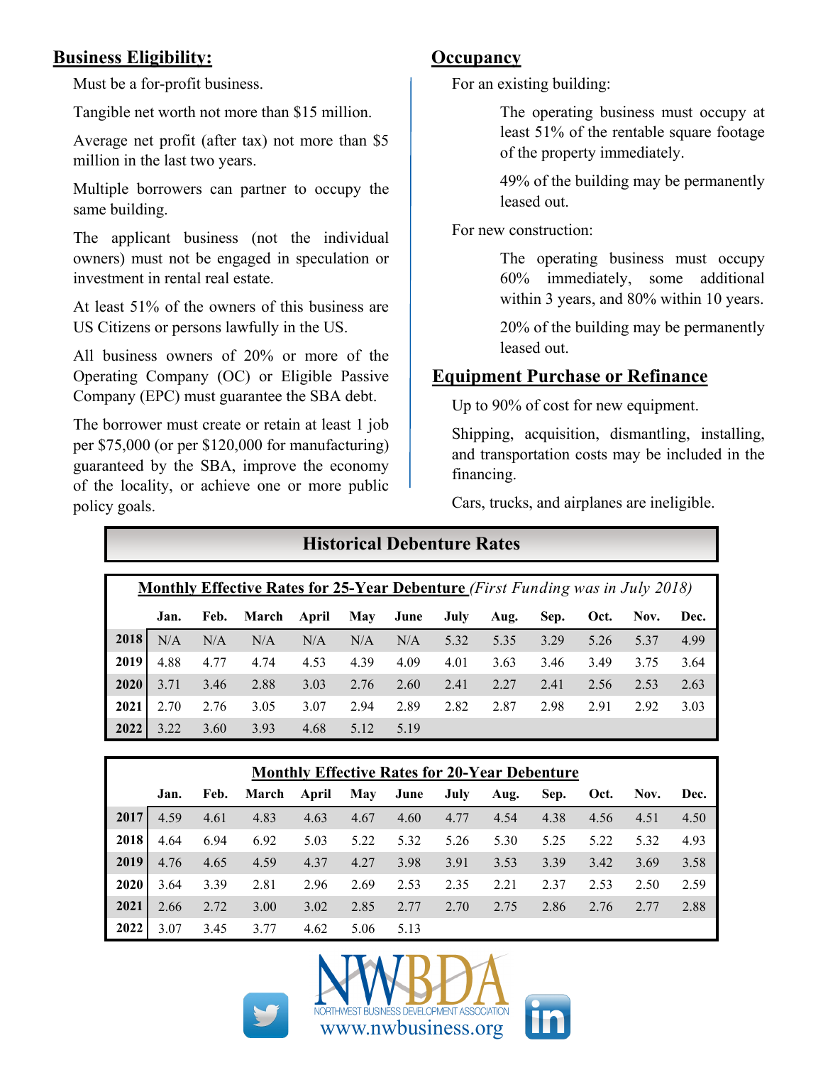## Business Eligibility:

Must be a for-profit business.

Tangible net worth not more than $15 million.

Average net profit (after tax) not more than $5 million in the last two years.

Multiple borrowers can partner to occupy the same building.

The applicant business (not the individual owners) must not be engaged in speculation or investment in rental real estate.

At least 51% of the owners of this business are US Citizens or persons lawfully in the US.

All business owners of 20% or more of the Operating Company (OC) or Eligible Passive Company (EPC) must guarantee the SBA debt.

The borrower must create or retain at least 1 job per $75,000 (or per $120,000 for manufacturing) guaranteed by the SBA, improve the economy of the locality, or achieve one or more public policy goals.

## Occupancy

For an existing building:

> The operating business must occupy at least 51% of the rentable square footage of the property immediately.
>
> 49% of the building may be permanently leased out.

For new construction:

> The operating business must occupy 60% immediately, some additional within 3 years, and 80% within 10 years.
>
> 20% of the building may be permanently leased out.

## Equipment Purchase or Refinance

Up to 90% of cost for new equipment.

Shipping, acquisition, dismantling, installing, and transportation costs may be included in the financing.

Cars, trucks, and airplanes are ineligible.

## Historical Debenture Rates

**Monthly Effective Rates for 25-Year Debenture** *(First Funding was in July 2018)*

| | Jan. | Feb. | March | April | May | June | July | Aug. | Sep. | Oct. | Nov. | Dec. |
|---|---|---|---|---|---|---|---|---|---|---|---|---|
| **2018** | N/A | N/A | N/A | N/A | N/A | N/A | 5.32 | 5.35 | 3.29 | 5.26 | 5.37 | 4.99 |
| **2019** | 4.88 | 4.77 | 4.74 | 4.53 | 4.39 | 4.09 | 4.01 | 3.63 | 3.46 | 3.49 | 3.75 | 3.64 |
| **2020** | 3.71 | 3.46 | 2.88 | 3.03 | 2.76 | 2.60 | 2.41 | 2.27 | 2.41 | 2.56 | 2.53 | 2.63 |
| **2021** | 2.70 | 2.76 | 3.05 | 3.07 | 2.94 | 2.89 | 2.82 | 2.87 | 2.98 | 2.91 | 2.92 | 3.03 |
| **2022** | 3.22 | 3.60 | 3.93 | 4.68 | 5.12 | 5.19 | | | | | | |

**Monthly Effective Rates for 20-Year Debenture**

| | Jan. | Feb. | March | April | May | June | July | Aug. | Sep. | Oct. | Nov. | Dec. |
|---|---|---|---|---|---|---|---|---|---|---|---|---|
| **2017** | 4.59 | 4.61 | 4.83 | 4.63 | 4.67 | 4.60 | 4.77 | 4.54 | 4.38 | 4.56 | 4.51 | 4.50 |
| **2018** | 4.64 | 6.94 | 6.92 | 5.03 | 5.22 | 5.32 | 5.26 | 5.30 | 5.25 | 5.22 | 5.32 | 4.93 |
| **2019** | 4.76 | 4.65 | 4.59 | 4.37 | 4.27 | 3.98 | 3.91 | 3.53 | 3.39 | 3.42 | 3.69 | 3.58 |
| **2020** | 3.64 | 3.39 | 2.81 | 2.96 | 2.69 | 2.53 | 2.35 | 2.21 | 2.37 | 2.53 | 2.50 | 2.59 |
| **2021** | 2.66 | 2.72 | 3.00 | 3.02 | 2.85 | 2.77 | 2.70 | 2.75 | 2.86 | 2.76 | 2.77 | 2.88 |
| **2022** | 3.07 | 3.45 | 3.77 | 4.62 | 5.06 | 5.13 | | | | | | |

NWBDA
NORTHWEST BUSINESS DEVELOPMENT ASSOCIATION
www.nwbusiness.org